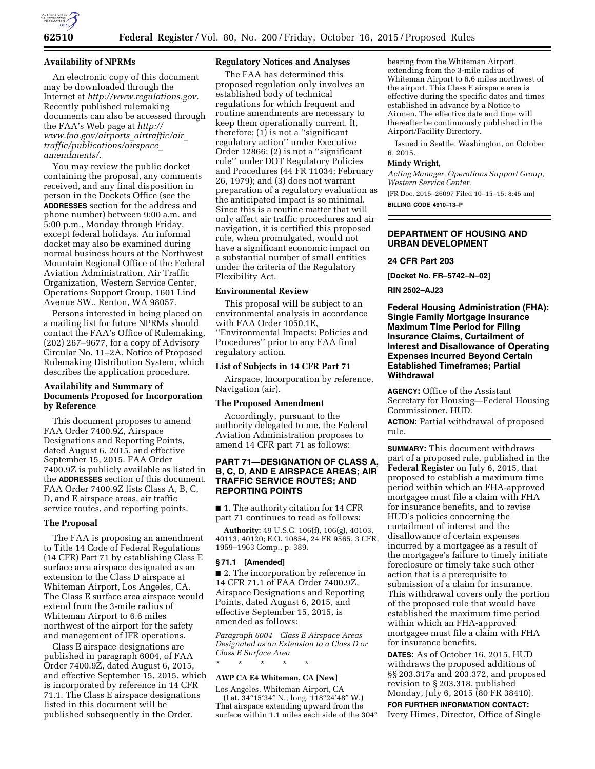## Availability of NPRMs

An electronic copy of this document may be downloaded through the Internet at *http://www.regulations.gov.* Recently published rulemaking documents can also be accessed through the FAA's Web page at *http://www.faa.gov/airports_airtraffic/air_traffic/publications/airspace_amendments/.*

You may review the public docket containing the proposal, any comments received, and any final disposition in person in the Dockets Office (see the **ADDRESSES** section for the address and phone number) between 9:00 a.m. and 5:00 p.m., Monday through Friday, except federal holidays. An informal docket may also be examined during normal business hours at the Northwest Mountain Regional Office of the Federal Aviation Administration, Air Traffic Organization, Western Service Center, Operations Support Group, 1601 Lind Avenue SW., Renton, WA 98057.

Persons interested in being placed on a mailing list for future NPRMs should contact the FAA's Office of Rulemaking, (202) 267–9677, for a copy of Advisory Circular No. 11–2A, Notice of Proposed Rulemaking Distribution System, which describes the application procedure.

## Availability and Summary of Documents Proposed for Incorporation by Reference

This document proposes to amend FAA Order 7400.9Z, Airspace Designations and Reporting Points, dated August 6, 2015, and effective September 15, 2015. FAA Order 7400.9Z is publicly available as listed in the **ADDRESSES** section of this document. FAA Order 7400.9Z lists Class A, B, C, D, and E airspace areas, air traffic service routes, and reporting points.

## The Proposal

The FAA is proposing an amendment to Title 14 Code of Federal Regulations (14 CFR) Part 71 by establishing Class E surface area airspace designated as an extension to the Class D airspace at Whiteman Airport, Los Angeles, CA. The Class E surface area airspace would extend from the 3-mile radius of Whiteman Airport to 6.6 miles northwest of the airport for the safety and management of IFR operations.

Class E airspace designations are published in paragraph 6004, of FAA Order 7400.9Z, dated August 6, 2015, and effective September 15, 2015, which is incorporated by reference in 14 CFR 71.1. The Class E airspace designations listed in this document will be published subsequently in the Order.

## Regulatory Notices and Analyses

The FAA has determined this proposed regulation only involves an established body of technical regulations for which frequent and routine amendments are necessary to keep them operationally current. It, therefore; (1) is not a ''significant regulatory action'' under Executive Order 12866; (2) is not a ''significant rule'' under DOT Regulatory Policies and Procedures (44 FR 11034; February 26, 1979); and (3) does not warrant preparation of a regulatory evaluation as the anticipated impact is so minimal. Since this is a routine matter that will only affect air traffic procedures and air navigation, it is certified this proposed rule, when promulgated, would not have a significant economic impact on a substantial number of small entities under the criteria of the Regulatory Flexibility Act.

## Environmental Review

This proposal will be subject to an environmental analysis in accordance with FAA Order 1050.1E, ''Environmental Impacts: Policies and Procedures'' prior to any FAA final regulatory action.

## List of Subjects in 14 CFR Part 71

Airspace, Incorporation by reference, Navigation (air).

## The Proposed Amendment

Accordingly, pursuant to the authority delegated to me, the Federal Aviation Administration proposes to amend 14 CFR part 71 as follows:

## PART 71—DESIGNATION OF CLASS A, B, C, D, AND E AIRSPACE AREAS; AIR TRAFFIC SERVICE ROUTES; AND REPORTING POINTS

■ 1. The authority citation for 14 CFR part 71 continues to read as follows:

**Authority:** 49 U.S.C. 106(f), 106(g), 40103, 40113, 40120; E.O. 10854, 24 FR 9565, 3 CFR, 1959–1963 Comp., p. 389.

### § 71.1 [Amended]

■ 2. The incorporation by reference in 14 CFR 71.1 of FAA Order 7400.9Z, Airspace Designations and Reporting Points, dated August 6, 2015, and effective September 15, 2015, is amended as follows:

*Paragraph 6004 Class E Airspace Areas Designated as an Extension to a Class D or Class E Surface Area*

\* \* \* \* \*

**AWP CA E4 Whiteman, CA [New]**

Los Angeles, Whiteman Airport, CA

(Lat. 34°15′34″ N., long. 118°24′48″ W.)

That airspace extending upward from the surface within 1.1 miles each side of the 304° bearing from the Whiteman Airport, extending from the 3-mile radius of Whiteman Airport to 6.6 miles northwest of the airport. This Class E airspace area is effective during the specific dates and times established in advance by a Notice to Airmen. The effective date and time will thereafter be continuously published in the Airport/Facility Directory.

Issued in Seattle, Washington, on October 6, 2015.

**Mindy Wright,**

*Acting Manager, Operations Support Group, Western Service Center.*

[FR Doc. 2015–26097 Filed 10–15–15; 8:45 am]

**BILLING CODE 4910–13–P**

---

## DEPARTMENT OF HOUSING AND URBAN DEVELOPMENT

### 24 CFR Part 203

**[Docket No. FR–5742–N–02]**

**RIN 2502–AJ23**

### Federal Housing Administration (FHA): Single Family Mortgage Insurance Maximum Time Period for Filing Insurance Claims, Curtailment of Interest and Disallowance of Operating Expenses Incurred Beyond Certain Established Timeframes; Partial Withdrawal

**AGENCY:** Office of the Assistant Secretary for Housing—Federal Housing Commissioner, HUD.

**ACTION:** Partial withdrawal of proposed rule.

**SUMMARY:** This document withdraws part of a proposed rule, published in the **Federal Register** on July 6, 2015, that proposed to establish a maximum time period within which an FHA-approved mortgagee must file a claim with FHA for insurance benefits, and to revise HUD's policies concerning the curtailment of interest and the disallowance of certain expenses incurred by a mortgagee as a result of the mortgagee's failure to timely initiate foreclosure or timely take such other action that is a prerequisite to submission of a claim for insurance. This withdrawal covers only the portion of the proposed rule that would have established the maximum time period within which an FHA-approved mortgagee must file a claim with FHA for insurance benefits.

**DATES:** As of October 16, 2015, HUD withdraws the proposed additions of §§ 203.317a and 203.372, and proposed revision to § 203.318, published Monday, July 6, 2015 (80 FR 38410).

**FOR FURTHER INFORMATION CONTACT:** Ivery Himes, Director, Office of Single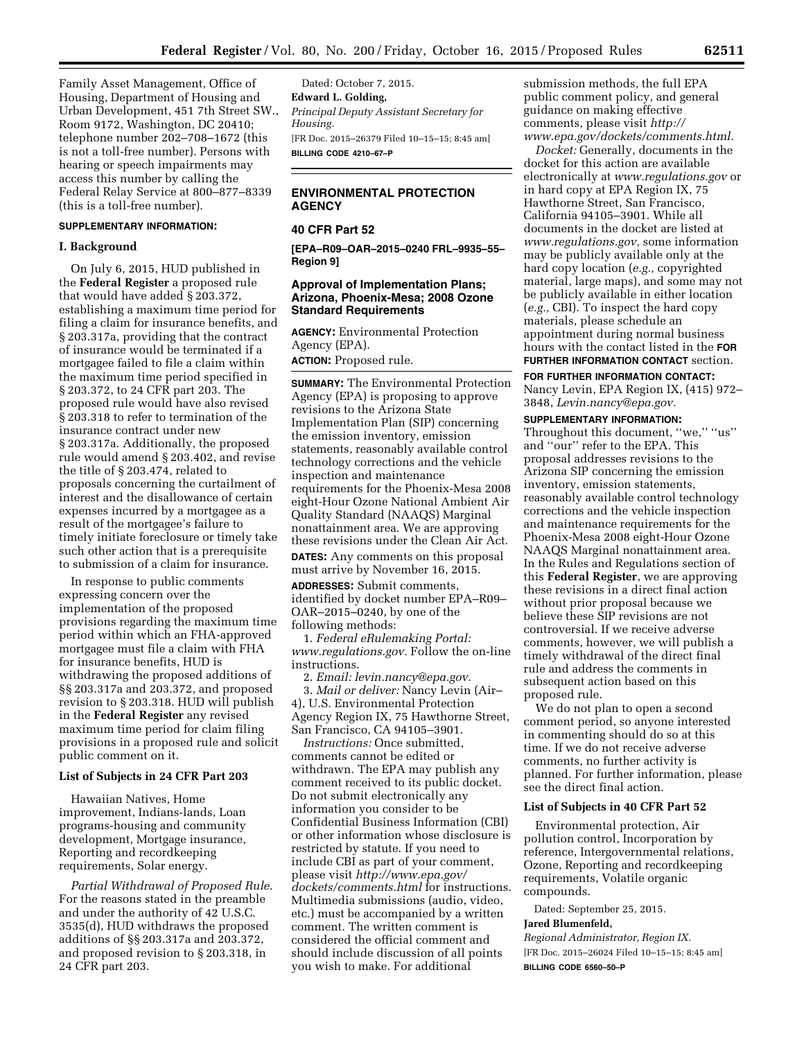Family Asset Management, Office of Housing, Department of Housing and Urban Development, 451 7th Street SW., Room 9172, Washington, DC 20410; telephone number 202–708–1672 (this is not a toll-free number). Persons with hearing or speech impairments may access this number by calling the Federal Relay Service at 800–877–8339 (this is a toll-free number).

**SUPPLEMENTARY INFORMATION:**

**I. Background**

On July 6, 2015, HUD published in the **Federal Register** a proposed rule that would have added § 203.372, establishing a maximum time period for filing a claim for insurance benefits, and § 203.317a, providing that the contract of insurance would be terminated if a mortgagee failed to file a claim within the maximum time period specified in § 203.372, to 24 CFR part 203. The proposed rule would have also revised § 203.318 to refer to termination of the insurance contract under new § 203.317a. Additionally, the proposed rule would amend § 203.402, and revise the title of § 203.474, related to proposals concerning the curtailment of interest and the disallowance of certain expenses incurred by a mortgagee as a result of the mortgagee's failure to timely initiate foreclosure or timely take such other action that is a prerequisite to submission of a claim for insurance.

In response to public comments expressing concern over the implementation of the proposed provisions regarding the maximum time period within which an FHA-approved mortgagee must file a claim with FHA for insurance benefits, HUD is withdrawing the proposed additions of §§ 203.317a and 203.372, and proposed revision to § 203.318. HUD will publish in the **Federal Register** any revised maximum time period for claim filing provisions in a proposed rule and solicit public comment on it.

**List of Subjects in 24 CFR Part 203**

Hawaiian Natives, Home improvement, Indians-lands, Loan programs-housing and community development, Mortgage insurance, Reporting and recordkeeping requirements, Solar energy.

*Partial Withdrawal of Proposed Rule.* For the reasons stated in the preamble and under the authority of 42 U.S.C. 3535(d), HUD withdraws the proposed additions of §§ 203.317a and 203.372, and proposed revision to § 203.318, in 24 CFR part 203.

Dated: October 7, 2015.

**Edward L. Golding,**

*Principal Deputy Assistant Secretary for Housing.*

[FR Doc. 2015–26379 Filed 10–15–15; 8:45 am]

**BILLING CODE 4210–67–P**

## ENVIRONMENTAL PROTECTION AGENCY

### 40 CFR Part 52

**[EPA–R09–OAR–2015–0240 FRL–9935–55–Region 9]**

### Approval of Implementation Plans; Arizona, Phoenix-Mesa; 2008 Ozone Standard Requirements

**AGENCY:** Environmental Protection Agency (EPA).

**ACTION:** Proposed rule.

**SUMMARY:** The Environmental Protection Agency (EPA) is proposing to approve revisions to the Arizona State Implementation Plan (SIP) concerning the emission inventory, emission statements, reasonably available control technology corrections and the vehicle inspection and maintenance requirements for the Phoenix-Mesa 2008 eight-Hour Ozone National Ambient Air Quality Standard (NAAQS) Marginal nonattainment area. We are approving these revisions under the Clean Air Act.

**DATES:** Any comments on this proposal must arrive by November 16, 2015.

**ADDRESSES:** Submit comments, identified by docket number EPA–R09–OAR–2015–0240, by one of the following methods:

1. *Federal eRulemaking Portal: www.regulations.gov.* Follow the on-line instructions.

2. *Email: levin.nancy@epa.gov.*

3. *Mail or deliver:* Nancy Levin (Air–4), U.S. Environmental Protection Agency Region IX, 75 Hawthorne Street, San Francisco, CA 94105–3901.

*Instructions:* Once submitted, comments cannot be edited or withdrawn. The EPA may publish any comment received to its public docket. Do not submit electronically any information you consider to be Confidential Business Information (CBI) or other information whose disclosure is restricted by statute. If you need to include CBI as part of your comment, please visit *http://www.epa.gov/dockets/comments.html* for instructions. Multimedia submissions (audio, video, etc.) must be accompanied by a written comment. The written comment is considered the official comment and should include discussion of all points you wish to make. For additional submission methods, the full EPA public comment policy, and general guidance on making effective comments, please visit *http://www.epa.gov/dockets/comments.html.*

*Docket:* Generally, documents in the docket for this action are available electronically at *www.regulations.gov* or in hard copy at EPA Region IX, 75 Hawthorne Street, San Francisco, California 94105–3901. While all documents in the docket are listed at *www.regulations.gov,* some information may be publicly available only at the hard copy location (*e.g.,* copyrighted material, large maps), and some may not be publicly available in either location (*e.g.,* CBI). To inspect the hard copy materials, please schedule an appointment during normal business hours with the contact listed in the **FOR FURTHER INFORMATION CONTACT** section.

**FOR FURTHER INFORMATION CONTACT:** Nancy Levin, EPA Region IX, (415) 972–3848, *Levin.nancy@epa.gov.*

**SUPPLEMENTARY INFORMATION:** Throughout this document, "we," "us" and "our" refer to the EPA. This proposal addresses revisions to the Arizona SIP concerning the emission inventory, emission statements, reasonably available control technology corrections and the vehicle inspection and maintenance requirements for the Phoenix-Mesa 2008 eight-Hour Ozone NAAQS Marginal nonattainment area. In the Rules and Regulations section of this **Federal Register**, we are approving these revisions in a direct final action without prior proposal because we believe these SIP revisions are not controversial. If we receive adverse comments, however, we will publish a timely withdrawal of the direct final rule and address the comments in subsequent action based on this proposed rule.

We do not plan to open a second comment period, so anyone interested in commenting should do so at this time. If we do not receive adverse comments, no further activity is planned. For further information, please see the direct final action.

**List of Subjects in 40 CFR Part 52**

Environmental protection, Air pollution control, Incorporation by reference, Intergovernmental relations, Ozone, Reporting and recordkeeping requirements, Volatile organic compounds.

Dated: September 25, 2015.

**Jared Blumenfeld,**

*Regional Administrator, Region IX.*

[FR Doc. 2015–26024 Filed 10–15–15; 8:45 am]

**BILLING CODE 6560–50–P**